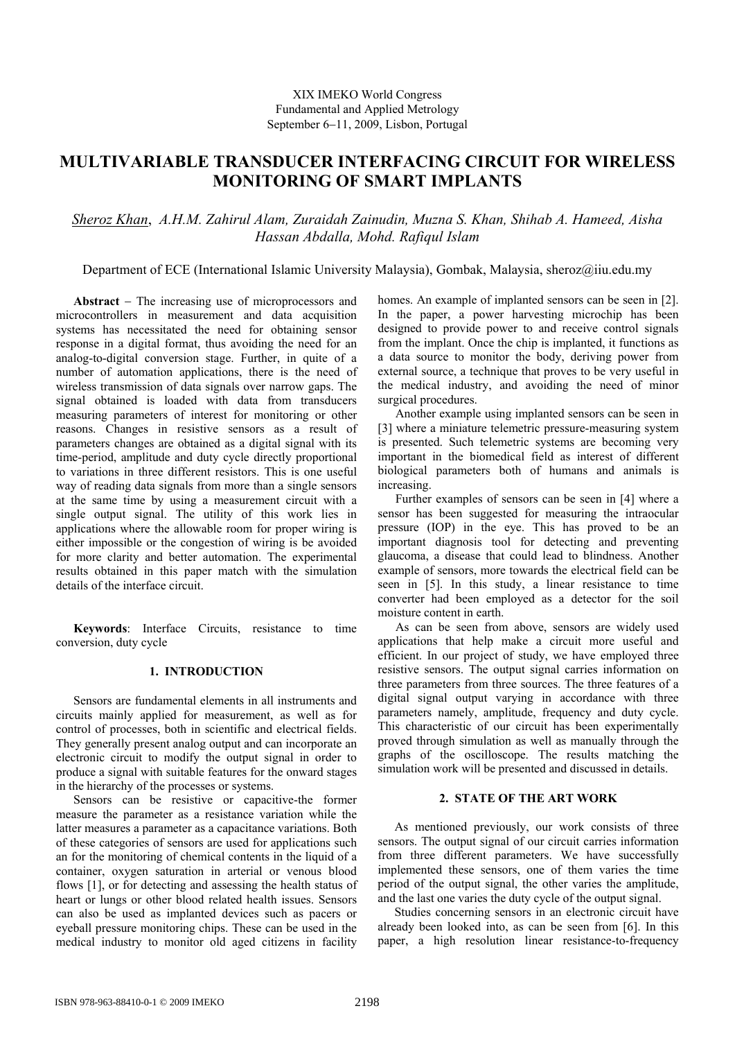XIX IMEKO World Congress
Fundamental and Applied Metrology
September 6−11, 2009, Lisbon, Portugal

# MULTIVARIABLE TRANSDUCER INTERFACING CIRCUIT FOR WIRELESS MONITORING OF SMART IMPLANTS

*Sheroz Khan, A.H.M. Zahirul Alam, Zuraidah Zainudin, Muzna S. Khan, Shihab A. Hameed, Aisha Hassan Abdalla, Mohd. Rafiqul Islam*

Department of ECE (International Islamic University Malaysia), Gombak, Malaysia, sheroz@iiu.edu.my

**Abstract** − The increasing use of microprocessors and microcontrollers in measurement and data acquisition systems has necessitated the need for obtaining sensor response in a digital format, thus avoiding the need for an analog-to-digital conversion stage. Further, in quite of a number of automation applications, there is the need of wireless transmission of data signals over narrow gaps. The signal obtained is loaded with data from transducers measuring parameters of interest for monitoring or other reasons. Changes in resistive sensors as a result of parameters changes are obtained as a digital signal with its time-period, amplitude and duty cycle directly proportional to variations in three different resistors. This is one useful way of reading data signals from more than a single sensors at the same time by using a measurement circuit with a single output signal. The utility of this work lies in applications where the allowable room for proper wiring is either impossible or the congestion of wiring is be avoided for more clarity and better automation. The experimental results obtained in this paper match with the simulation details of the interface circuit.

**Keywords**: Interface Circuits, resistance to time conversion, duty cycle

## 1. INTRODUCTION

Sensors are fundamental elements in all instruments and circuits mainly applied for measurement, as well as for control of processes, both in scientific and electrical fields. They generally present analog output and can incorporate an electronic circuit to modify the output signal in order to produce a signal with suitable features for the onward stages in the hierarchy of the processes or systems.

Sensors can be resistive or capacitive-the former measure the parameter as a resistance variation while the latter measures a parameter as a capacitance variations. Both of these categories of sensors are used for applications such an for the monitoring of chemical contents in the liquid of a container, oxygen saturation in arterial or venous blood flows [1], or for detecting and assessing the health status of heart or lungs or other blood related health issues. Sensors can also be used as implanted devices such as pacers or eyeball pressure monitoring chips. These can be used in the medical industry to monitor old aged citizens in facility homes. An example of implanted sensors can be seen in [2]. In the paper, a power harvesting microchip has been designed to provide power to and receive control signals from the implant. Once the chip is implanted, it functions as a data source to monitor the body, deriving power from external source, a technique that proves to be very useful in the medical industry, and avoiding the need of minor surgical procedures.

Another example using implanted sensors can be seen in [3] where a miniature telemetric pressure-measuring system is presented. Such telemetric systems are becoming very important in the biomedical field as interest of different biological parameters both of humans and animals is increasing.

Further examples of sensors can be seen in [4] where a sensor has been suggested for measuring the intraocular pressure (IOP) in the eye. This has proved to be an important diagnosis tool for detecting and preventing glaucoma, a disease that could lead to blindness. Another example of sensors, more towards the electrical field can be seen in [5]. In this study, a linear resistance to time converter had been employed as a detector for the soil moisture content in earth.

As can be seen from above, sensors are widely used applications that help make a circuit more useful and efficient. In our project of study, we have employed three resistive sensors. The output signal carries information on three parameters from three sources. The three features of a digital signal output varying in accordance with three parameters namely, amplitude, frequency and duty cycle. This characteristic of our circuit has been experimentally proved through simulation as well as manually through the graphs of the oscilloscope. The results matching the simulation work will be presented and discussed in details.

## 2. STATE OF THE ART WORK

As mentioned previously, our work consists of three sensors. The output signal of our circuit carries information from three different parameters. We have successfully implemented these sensors, one of them varies the time period of the output signal, the other varies the amplitude, and the last one varies the duty cycle of the output signal.

Studies concerning sensors in an electronic circuit have already been looked into, as can be seen from [6]. In this paper, a high resolution linear resistance-to-frequency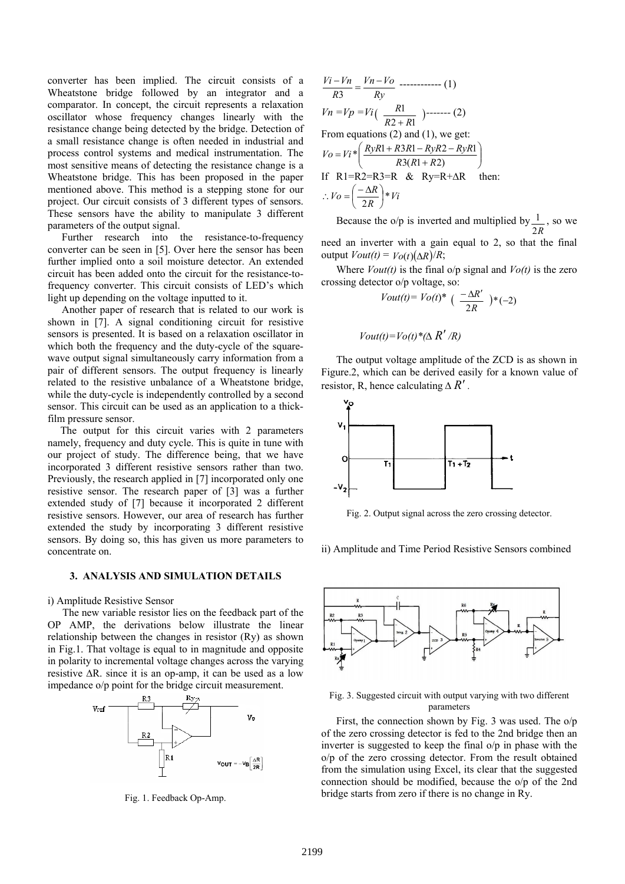converter has been implied. The circuit consists of a Wheatstone bridge followed by an integrator and a comparator. In concept, the circuit represents a relaxation oscillator whose frequency changes linearly with the resistance change being detected by the bridge. Detection of a small resistance change is often needed in industrial and process control systems and medical instrumentation. The most sensitive means of detecting the resistance change is a Wheatstone bridge. This has been proposed in the paper mentioned above. This method is a stepping stone for our project. Our circuit consists of 3 different types of sensors. These sensors have the ability to manipulate 3 different parameters of the output signal.

Further research into the resistance-to-frequency converter can be seen in [5]. Over here the sensor has been further implied onto a soil moisture detector. An extended circuit has been added onto the circuit for the resistance-to-frequency converter. This circuit consists of LED's which light up depending on the voltage inputted to it.

Another paper of research that is related to our work is shown in [7]. A signal conditioning circuit for resistive sensors is presented. It is based on a relaxation oscillator in which both the frequency and the duty-cycle of the square-wave output signal simultaneously carry information from a pair of different sensors. The output frequency is linearly related to the resistive unbalance of a Wheatstone bridge, while the duty-cycle is independently controlled by a second sensor. This circuit can be used as an application to a thick-film pressure sensor.

The output for this circuit varies with 2 parameters namely, frequency and duty cycle. This is quite in tune with our project of study. The difference being, that we have incorporated 3 different resistive sensors rather than two. Previously, the research applied in [7] incorporated only one resistive sensor. The research paper of [3] was a further extended study of [7] because it incorporated 2 different resistive sensors. However, our area of research has further extended the study by incorporating 3 different resistive sensors. By doing so, this has given us more parameters to concentrate on.

## 3. ANALYSIS AND SIMULATION DETAILS

i) Amplitude Resistive Sensor

The new variable resistor lies on the feedback part of the OP AMP, the derivations below illustrate the linear relationship between the changes in resistor (Ry) as shown in Fig.1. That voltage is equal to in magnitude and opposite in polarity to incremental voltage changes across the varying resistive ΔR. since it is an op-amp, it can be used as a low impedance o/p point for the bridge circuit measurement.

Fig. 1. Feedback Op-Amp.

$$\frac{Vi - Vn}{R3} = \frac{Vn - Vo}{Ry} \text{ ------------ (1)}$$

$$Vn = Vp = Vi\left(\frac{R1}{R2 + R1}\right) \text{------- (2)}$$

From equations (2) and (1), we get:

$$Vo = Vi * \left(\frac{RyR1 + R3R1 - RyR2 - RyR1}{R3(R1 + R2)}\right)$$

If R1=R2=R3=R & Ry=R+ΔR then:

$$\therefore Vo = \left(\frac{-\Delta R}{2R}\right) * Vi$$

Because the o/p is inverted and multiplied by $\frac{1}{2R}$, so we need an inverter with a gain equal to 2, so that the final output $Vout(t) = Vo(t)(\Delta R)/R$;

Where $Vout(t)$ is the final o/p signal and $Vo(t)$ is the zero crossing detector o/p voltage, so:

$$Vout(t) = Vo(t) * \left(\frac{-\Delta R'}{2R}\right) * (-2)$$

$$Vout(t) = Vo(t) * (\Delta R'/R)$$

The output voltage amplitude of the ZCD is as shown in Figure.2, which can be derived easily for a known value of resistor, R, hence calculating $\Delta R'$.

Fig. 2. Output signal across the zero crossing detector.

ii) Amplitude and Time Period Resistive Sensors combined

Fig. 3. Suggested circuit with output varying with two different parameters

First, the connection shown by Fig. 3 was used. The o/p of the zero crossing detector is fed to the 2nd bridge then an inverter is suggested to keep the final o/p in phase with the o/p of the zero crossing detector. From the result obtained from the simulation using Excel, its clear that the suggested connection should be modified, because the o/p of the 2nd bridge starts from zero if there is no change in Ry.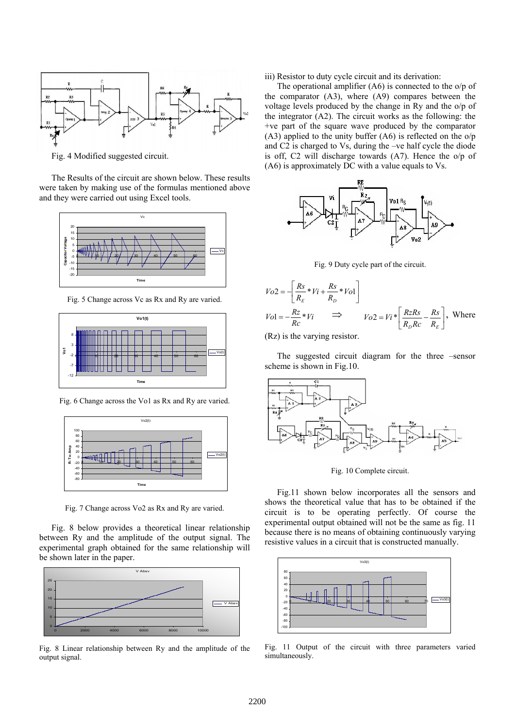Fig. 4 Modified suggested circuit.

The Results of the circuit are shown below. These results were taken by making use of the formulas mentioned above and they were carried out using Excel tools.

Fig. 5 Change across Vc as Rx and Ry are varied.

Fig. 6 Change across the Vo1 as Rx and Ry are varied.

Fig. 7 Change across Vo2 as Rx and Ry are varied.

Fig. 8 below provides a theoretical linear relationship between Ry and the amplitude of the output signal. The experimental graph obtained for the same relationship will be shown later in the paper.

Fig. 8 Linear relationship between Ry and the amplitude of the output signal.

iii) Resistor to duty cycle circuit and its derivation:

The operational amplifier (A6) is connected to the o/p of the comparator (A3), where (A9) compares between the voltage levels produced by the change in Ry and the o/p of the integrator (A2). The circuit works as the following: the +ve part of the square wave produced by the comparator (A3) applied to the unity buffer (A6) is reflected on the o/p and C2 is charged to Vs, during the –ve half cycle the diode is off, C2 will discharge towards (A7). Hence the o/p of (A6) is approximately DC with a value equals to Vs.

Fig. 9 Duty cycle part of the circuit.

$$Vo2 = -\left[\frac{Rs}{R_E} * Vi + \frac{Rs}{R_D} * Vo1\right]$$

$$Vo1 = -\frac{Rz}{Rc} * Vi \quad \Rightarrow \quad Vo2 = Vi * \left[\frac{RzRs}{R_D Rc} - \frac{Rs}{R_E}\right], \text{ Where}$$

(Rz) is the varying resistor.

The suggested circuit diagram for the three –sensor scheme is shown in Fig.10.

Fig. 10 Complete circuit.

Fig.11 shown below incorporates all the sensors and shows the theoretical value that has to be obtained if the circuit is to be operating perfectly. Of course the experimental output obtained will not be the same as fig. 11 because there is no means of obtaining continuously varying resistive values in a circuit that is constructed manually.

Fig. 11 Output of the circuit with three parameters varied simultaneously.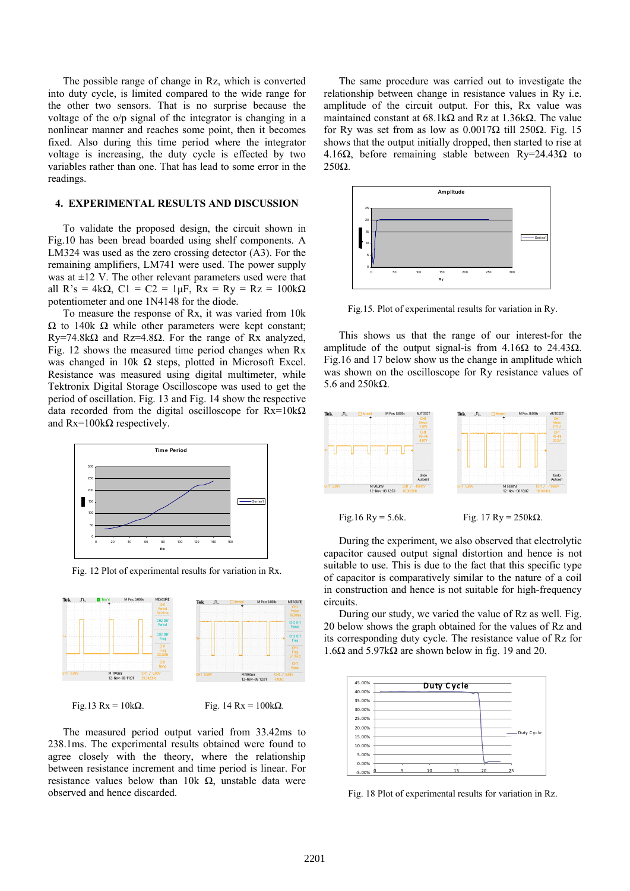The possible range of change in Rz, which is converted into duty cycle, is limited compared to the wide range for the other two sensors. That is no surprise because the voltage of the o/p signal of the integrator is changing in a nonlinear manner and reaches some point, then it becomes fixed. Also during this time period where the integrator voltage is increasing, the duty cycle is effected by two variables rather than one. That has lead to some error in the readings.

## 4. EXPERIMENTAL RESULTS AND DISCUSSION

To validate the proposed design, the circuit shown in Fig.10 has been bread boarded using shelf components. A LM324 was used as the zero crossing detector (A3). For the remaining amplifiers, LM741 were used. The power supply was at ±12 V. The other relevant parameters used were that all R's = 4kΩ, C1 = C2 = 1μF, Rx = Ry = Rz = 100kΩ potentiometer and one 1N4148 for the diode.

To measure the response of Rx, it was varied from 10k Ω to 140k Ω while other parameters were kept constant; Ry=74.8kΩ and Rz=4.8Ω. For the range of Rx analyzed, Fig. 12 shows the measured time period changes when Rx was changed in 10k Ω steps, plotted in Microsoft Excel. Resistance was measured using digital multimeter, while Tektronix Digital Storage Oscilloscope was used to get the period of oscillation. Fig. 13 and Fig. 14 show the respective data recorded from the digital oscilloscope for Rx=10kΩ and Rx=100kΩ respectively.

Fig. 12 Plot of experimental results for variation in Rx.

Fig.13 Rx = 10kΩ.

Fig. 14 Rx = 100kΩ.

The measured period output varied from 33.42ms to 238.1ms. The experimental results obtained were found to agree closely with the theory, where the relationship between resistance increment and time period is linear. For resistance values below than 10k Ω, unstable data were observed and hence discarded.

The same procedure was carried out to investigate the relationship between change in resistance values in Ry i.e. amplitude of the circuit output. For this, Rx value was maintained constant at 68.1kΩ and Rz at 1.36kΩ. The value for Ry was set from as low as 0.0017Ω till 250Ω. Fig. 15 shows that the output initially dropped, then started to rise at 4.16Ω, before remaining stable between Ry=24.43Ω to 250Ω.

Fig.15. Plot of experimental results for variation in Ry.

This shows us that the range of our interest-for the amplitude of the output signal-is from 4.16Ω to 24.43Ω. Fig.16 and 17 below show us the change in amplitude which was shown on the oscilloscope for Ry resistance values of 5.6 and 250kΩ.

Fig.16 Ry = 5.6k.

Fig. 17 Ry = 250kΩ.

During the experiment, we also observed that electrolytic capacitor caused output signal distortion and hence is not suitable to use. This is due to the fact that this specific type of capacitor is comparatively similar to the nature of a coil in construction and hence is not suitable for high-frequency circuits.

During our study, we varied the value of Rz as well. Fig. 20 below shows the graph obtained for the values of Rz and its corresponding duty cycle. The resistance value of Rz for 1.6Ω and 5.97kΩ are shown below in fig. 19 and 20.

Fig. 18 Plot of experimental results for variation in Rz.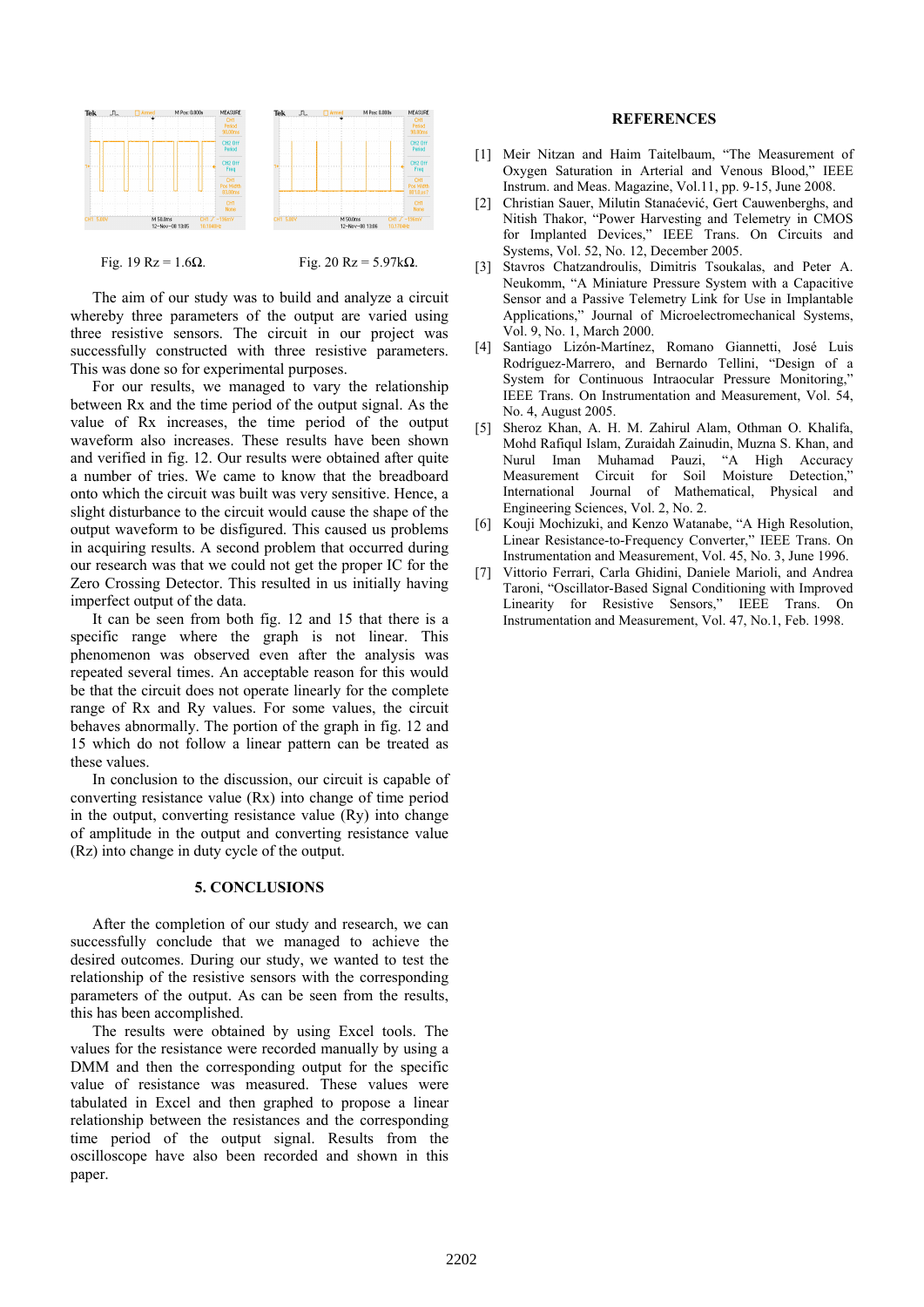Fig. 19 Rz = 1.6Ω.

Fig. 20 Rz = 5.97kΩ.

The aim of our study was to build and analyze a circuit whereby three parameters of the output are varied using three resistive sensors. The circuit in our project was successfully constructed with three resistive parameters. This was done so for experimental purposes.

For our results, we managed to vary the relationship between Rx and the time period of the output signal. As the value of Rx increases, the time period of the output waveform also increases. These results have been shown and verified in fig. 12. Our results were obtained after quite a number of tries. We came to know that the breadboard onto which the circuit was built was very sensitive. Hence, a slight disturbance to the circuit would cause the shape of the output waveform to be disfigured. This caused us problems in acquiring results. A second problem that occurred during our research was that we could not get the proper IC for the Zero Crossing Detector. This resulted in us initially having imperfect output of the data.

It can be seen from both fig. 12 and 15 that there is a specific range where the graph is not linear. This phenomenon was observed even after the analysis was repeated several times. An acceptable reason for this would be that the circuit does not operate linearly for the complete range of Rx and Ry values. For some values, the circuit behaves abnormally. The portion of the graph in fig. 12 and 15 which do not follow a linear pattern can be treated as these values.

In conclusion to the discussion, our circuit is capable of converting resistance value (Rx) into change of time period in the output, converting resistance value (Ry) into change of amplitude in the output and converting resistance value (Rz) into change in duty cycle of the output.

## 5. CONCLUSIONS

After the completion of our study and research, we can successfully conclude that we managed to achieve the desired outcomes. During our study, we wanted to test the relationship of the resistive sensors with the corresponding parameters of the output. As can be seen from the results, this has been accomplished.

The results were obtained by using Excel tools. The values for the resistance were recorded manually by using a DMM and then the corresponding output for the specific value of resistance was measured. These values were tabulated in Excel and then graphed to propose a linear relationship between the resistances and the corresponding time period of the output signal. Results from the oscilloscope have also been recorded and shown in this paper.

## REFERENCES

[1] Meir Nitzan and Haim Taitelbaum, "The Measurement of Oxygen Saturation in Arterial and Venous Blood," IEEE Instrum. and Meas. Magazine, Vol.11, pp. 9-15, June 2008.

[2] Christian Sauer, Milutin Stanaćević, Gert Cauwenberghs, and Nitish Thakor, "Power Harvesting and Telemetry in CMOS for Implanted Devices," IEEE Trans. On Circuits and Systems, Vol. 52, No. 12, December 2005.

[3] Stavros Chatzandroulis, Dimitris Tsoukalas, and Peter A. Neukomm, "A Miniature Pressure System with a Capacitive Sensor and a Passive Telemetry Link for Use in Implantable Applications," Journal of Microelectromechanical Systems, Vol. 9, No. 1, March 2000.

[4] Santiago Lizón-Martínez, Romano Giannetti, José Luis Rodríguez-Marrero, and Bernardo Tellini, "Design of a System for Continuous Intraocular Pressure Monitoring," IEEE Trans. On Instrumentation and Measurement, Vol. 54, No. 4, August 2005.

[5] Sheroz Khan, A. H. M. Zahirul Alam, Othman O. Khalifa, Mohd Rafiqul Islam, Zuraidah Zainudin, Muzna S. Khan, and Nurul Iman Muhamad Pauzi, "A High Accuracy Measurement Circuit for Soil Moisture Detection," International Journal of Mathematical, Physical and Engineering Sciences, Vol. 2, No. 2.

[6] Kouji Mochizuki, and Kenzo Watanabe, "A High Resolution, Linear Resistance-to-Frequency Converter," IEEE Trans. On Instrumentation and Measurement, Vol. 45, No. 3, June 1996.

[7] Vittorio Ferrari, Carla Ghidini, Daniele Marioli, and Andrea Taroni, "Oscillator-Based Signal Conditioning with Improved Linearity for Resistive Sensors," IEEE Trans. On Instrumentation and Measurement, Vol. 47, No.1, Feb. 1998.